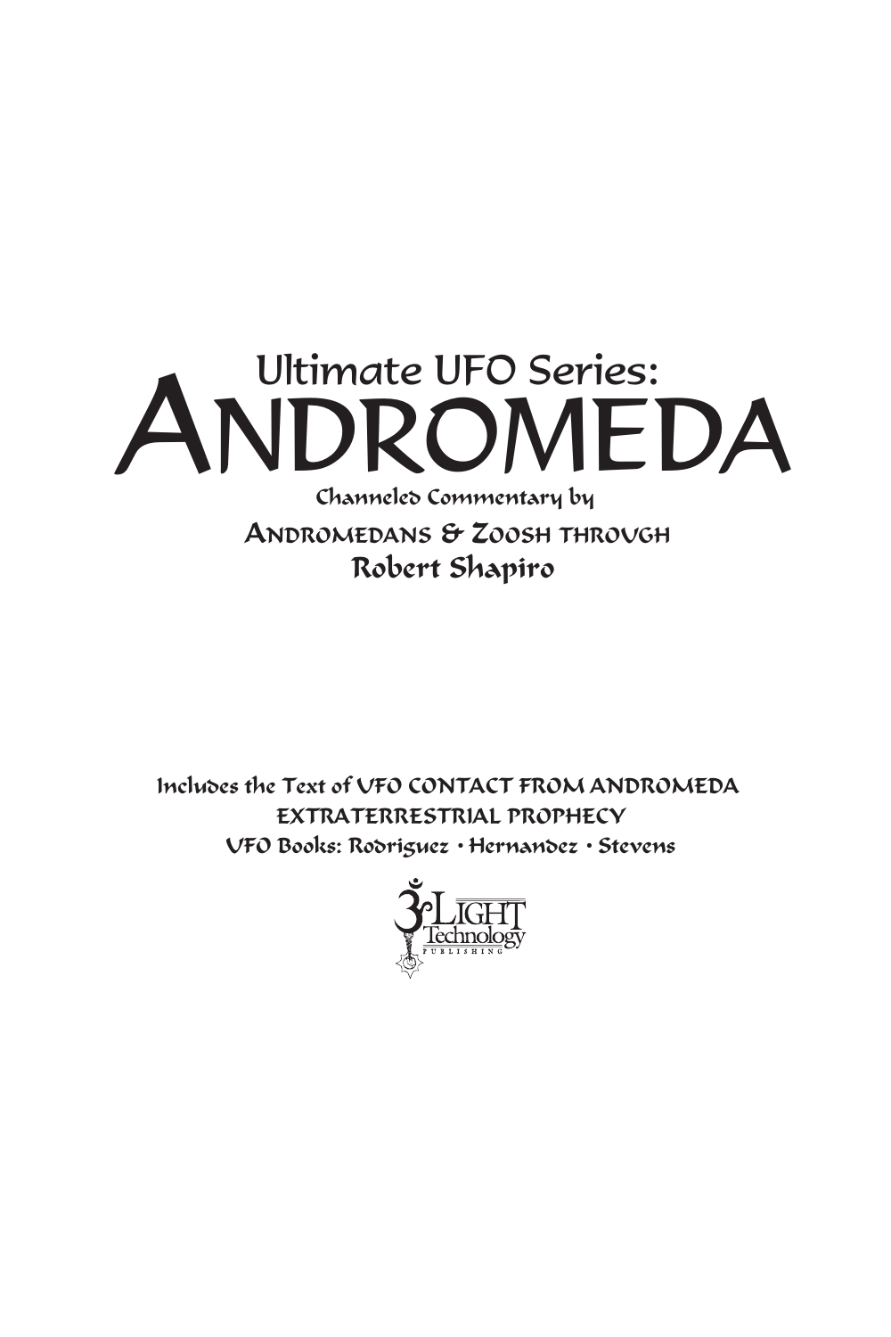# Ultimate UFO Series: ANDROMEDA

Channeled Commentary by

ANDROMEDANS & ZOOSH THROUGH

Robert Shapiro

Includes the Text of UFO CONTACT FROM ANDROMEDA

EXTRATERRESTRIAL PROPHECY

UFO Books: Rodriguez • Hernandez • Stevens

LIGHT Technology PUBLISHING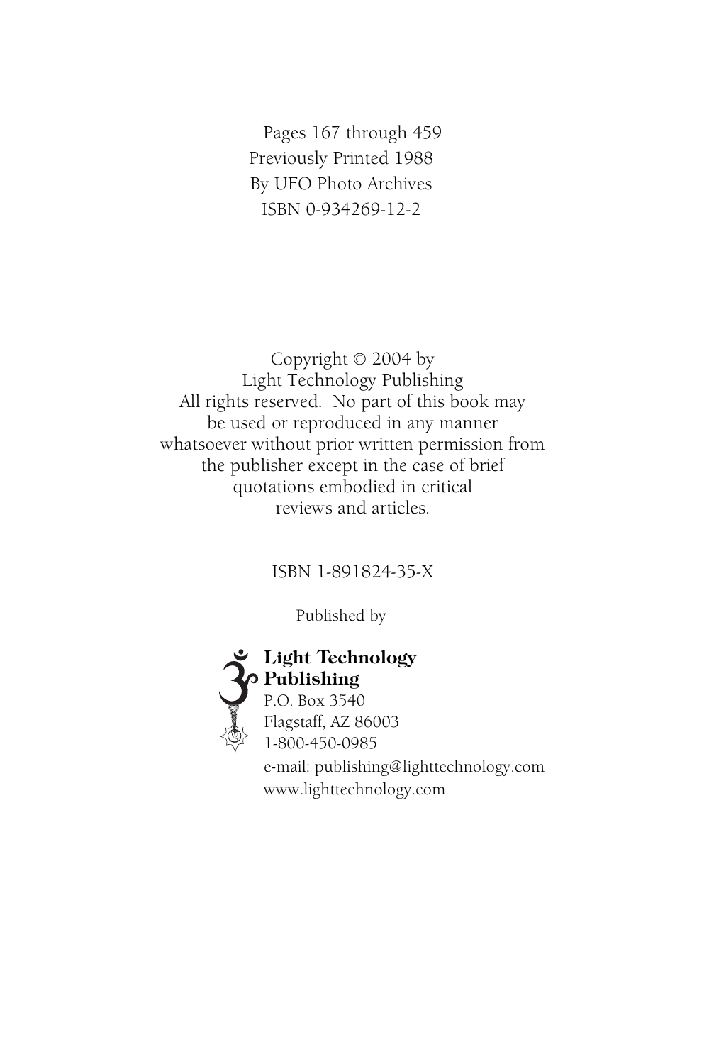Pages 167 through 459
Previously Printed 1988
By UFO Photo Archives
ISBN 0-934269-12-2

Copyright © 2004 by
Light Technology Publishing
All rights reserved. No part of this book may
be used or reproduced in any manner
whatsoever without prior written permission from
the publisher except in the case of brief
quotations embodied in critical
reviews and articles.

ISBN 1-891824-35-X

Published by

**Light Technology Publishing**
P.O. Box 3540
Flagstaff, AZ 86003
1-800-450-0985
e-mail: publishing@lighttechnology.com
www.lighttechnology.com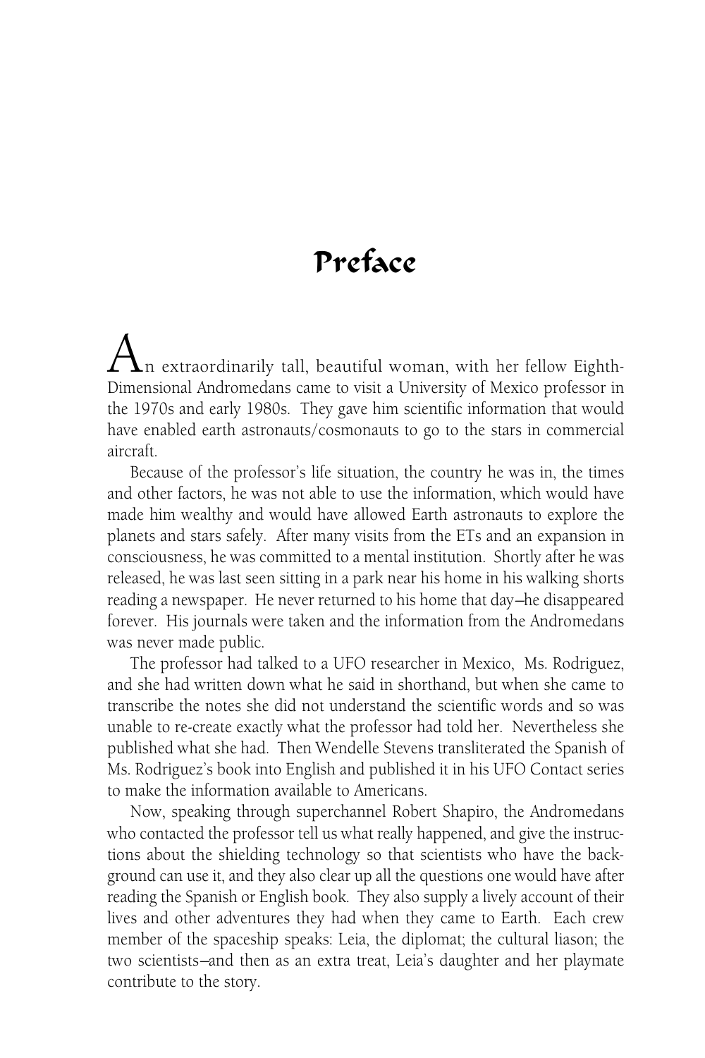# Preface

An extraordinarily tall, beautiful woman, with her fellow Eighth-Dimensional Andromedans came to visit a University of Mexico professor in the 1970s and early 1980s. They gave him scientific information that would have enabled earth astronauts/cosmonauts to go to the stars in commercial aircraft.

Because of the professor's life situation, the country he was in, the times and other factors, he was not able to use the information, which would have made him wealthy and would have allowed Earth astronauts to explore the planets and stars safely. After many visits from the ETs and an expansion in consciousness, he was committed to a mental institution. Shortly after he was released, he was last seen sitting in a park near his home in his walking shorts reading a newspaper. He never returned to his home that day—he disappeared forever. His journals were taken and the information from the Andromedans was never made public.

The professor had talked to a UFO researcher in Mexico, Ms. Rodriguez, and she had written down what he said in shorthand, but when she came to transcribe the notes she did not understand the scientific words and so was unable to re-create exactly what the professor had told her. Nevertheless she published what she had. Then Wendelle Stevens transliterated the Spanish of Ms. Rodriguez's book into English and published it in his UFO Contact series to make the information available to Americans.

Now, speaking through superchannel Robert Shapiro, the Andromedans who contacted the professor tell us what really happened, and give the instructions about the shielding technology so that scientists who have the background can use it, and they also clear up all the questions one would have after reading the Spanish or English book. They also supply a lively account of their lives and other adventures they had when they came to Earth. Each crew member of the spaceship speaks: Leia, the diplomat; the cultural liason; the two scientists—and then as an extra treat, Leia's daughter and her playmate contribute to the story.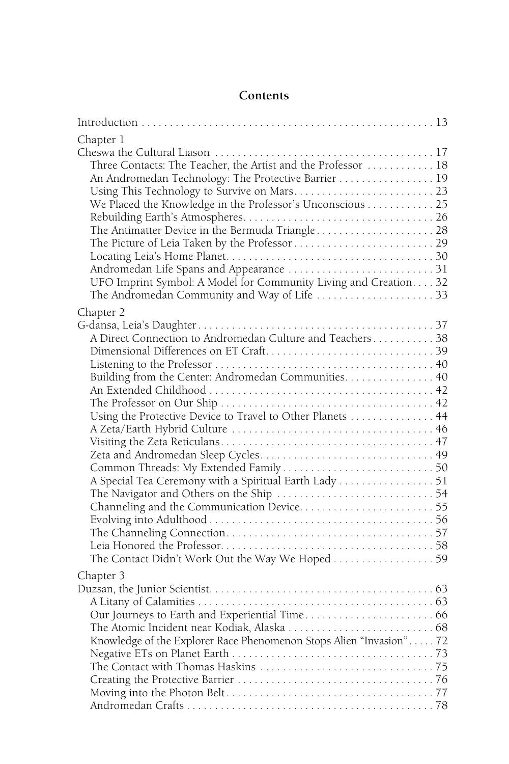# Contents

Introduction . . . . . . . . . . 13

Chapter 1
Cheswa the Cultural Liason . . . . . . . . . . 17
- Three Contacts: The Teacher, the Artist and the Professor . . . . . . . . . . 18
- An Andromedan Technology: The Protective Barrier . . . . . . . . . . 19
- Using This Technology to Survive on Mars. . . . . . . . . . 23
- We Placed the Knowledge in the Professor's Unconscious . . . . . . . . . . 25
- Rebuilding Earth's Atmospheres. . . . . . . . . . 26
- The Antimatter Device in the Bermuda Triangle . . . . . . . . . . 28
- The Picture of Leia Taken by the Professor . . . . . . . . . . 29
- Locating Leia's Home Planet. . . . . . . . . . 30
- Andromedan Life Spans and Appearance . . . . . . . . . . 31
- UFO Imprint Symbol: A Model for Community Living and Creation. . . . 32
- The Andromedan Community and Way of Life . . . . . . . . . . 33

Chapter 2
G-dansa, Leia's Daughter . . . . . . . . . . 37
- A Direct Connection to Andromedan Culture and Teachers . . . . . . . . . . 38
- Dimensional Differences on ET Craft. . . . . . . . . . 39
- Listening to the Professor . . . . . . . . . . 40
- Building from the Center: Andromedan Communities. . . . . . . . . . 40
- An Extended Childhood . . . . . . . . . . 42
- The Professor on Our Ship . . . . . . . . . . 42
- Using the Protective Device to Travel to Other Planets . . . . . . . . . . 44
- A Zeta/Earth Hybrid Culture . . . . . . . . . . 46
- Visiting the Zeta Reticulans. . . . . . . . . . 47
- Zeta and Andromedan Sleep Cycles. . . . . . . . . . 49
- Common Threads: My Extended Family . . . . . . . . . . 50
- A Special Tea Ceremony with a Spiritual Earth Lady . . . . . . . . . . 51
- The Navigator and Others on the Ship . . . . . . . . . . 54
- Channeling and the Communication Device. . . . . . . . . . 55
- Evolving into Adulthood . . . . . . . . . . 56
- The Channeling Connection. . . . . . . . . . 57
- Leia Honored the Professor. . . . . . . . . . 58
- The Contact Didn't Work Out the Way We Hoped . . . . . . . . . . 59

Chapter 3
Duzsan, the Junior Scientist. . . . . . . . . . 63
- A Litany of Calamities . . . . . . . . . . 63
- Our Journeys to Earth and Experiential Time . . . . . . . . . . 66
- The Atomic Incident near Kodiak, Alaska . . . . . . . . . . 68
- Knowledge of the Explorer Race Phenomenon Stops Alien "Invasion" . . . . . 72
- Negative ETs on Planet Earth . . . . . . . . . . 73
- The Contact with Thomas Haskins . . . . . . . . . . 75
- Creating the Protective Barrier . . . . . . . . . . 76
- Moving into the Photon Belt . . . . . . . . . . 77
- Andromedan Crafts . . . . . . . . . . 78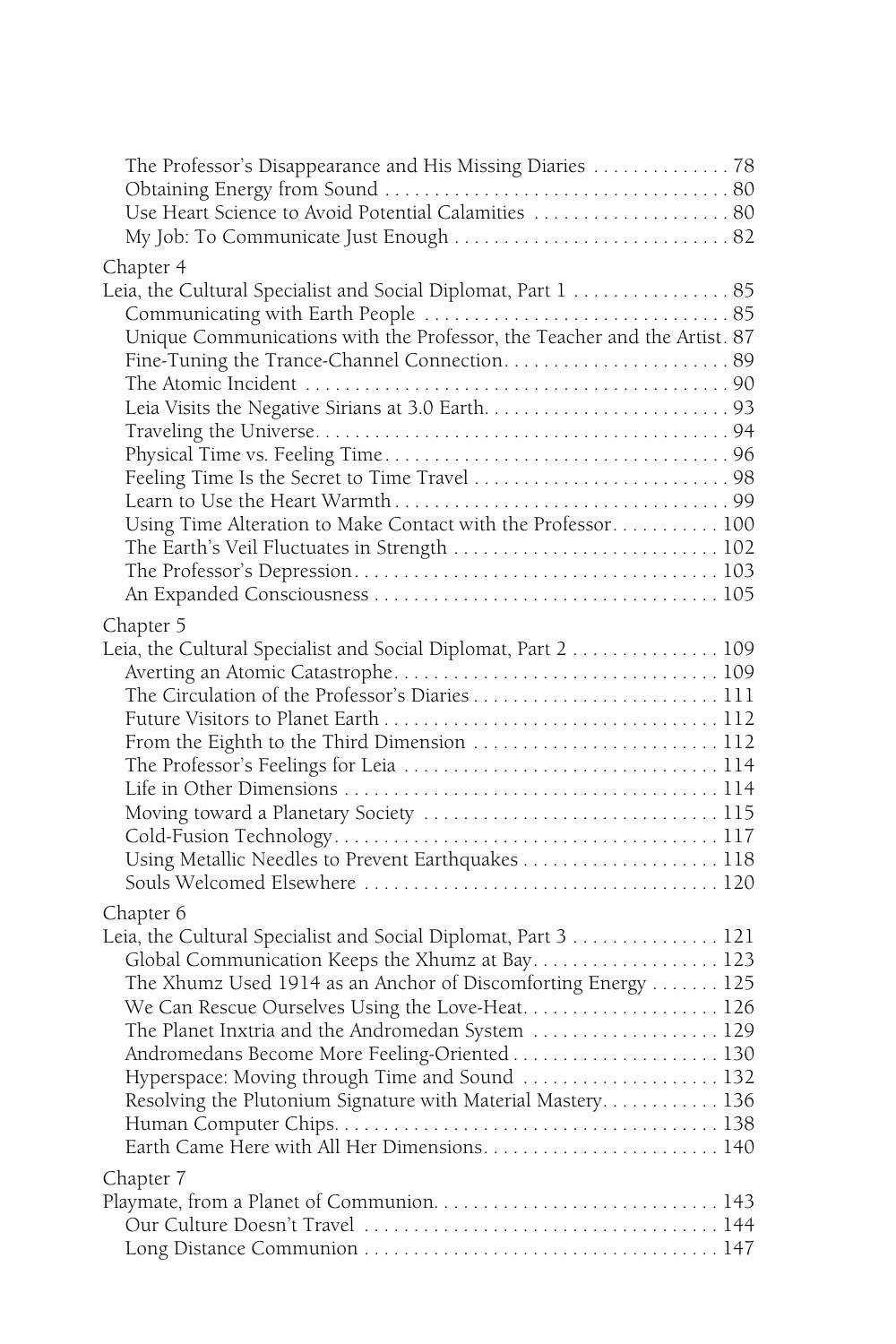The Professor's Disappearance and His Missing Diaries . . . . . . . . . . . . . . 78
Obtaining Energy from Sound . . . . . . . . . . . . . . . . . . . . . . . . . . . . . . . . . . . 80
Use Heart Science to Avoid Potential Calamities . . . . . . . . . . . . . . . . . . . . 80
My Job: To Communicate Just Enough . . . . . . . . . . . . . . . . . . . . . . . . . . . . 82

Chapter 4
Leia, the Cultural Specialist and Social Diplomat, Part 1 . . . . . . . . . . . . . . . . 85
Communicating with Earth People . . . . . . . . . . . . . . . . . . . . . . . . . . . . . . . 85
Unique Communications with the Professor, the Teacher and the Artist. 87
Fine-Tuning the Trance-Channel Connection. . . . . . . . . . . . . . . . . . . . . . . 89
The Atomic Incident . . . . . . . . . . . . . . . . . . . . . . . . . . . . . . . . . . . . . . . . . . 90
Leia Visits the Negative Sirians at 3.0 Earth. . . . . . . . . . . . . . . . . . . . . . . . . 93
Traveling the Universe. . . . . . . . . . . . . . . . . . . . . . . . . . . . . . . . . . . . . . . . . 94
Physical Time vs. Feeling Time . . . . . . . . . . . . . . . . . . . . . . . . . . . . . . . . . . 96
Feeling Time Is the Secret to Time Travel . . . . . . . . . . . . . . . . . . . . . . . . . . 98
Learn to Use the Heart Warmth . . . . . . . . . . . . . . . . . . . . . . . . . . . . . . . . . . 99
Using Time Alteration to Make Contact with the Professor. . . . . . . . . . . 100
The Earth's Veil Fluctuates in Strength . . . . . . . . . . . . . . . . . . . . . . . . . . . 102
The Professor's Depression. . . . . . . . . . . . . . . . . . . . . . . . . . . . . . . . . . . . . 103
An Expanded Consciousness . . . . . . . . . . . . . . . . . . . . . . . . . . . . . . . . . . . 105

Chapter 5
Leia, the Cultural Specialist and Social Diplomat, Part 2 . . . . . . . . . . . . . . . 109
Averting an Atomic Catastrophe. . . . . . . . . . . . . . . . . . . . . . . . . . . . . . . . . 109
The Circulation of the Professor's Diaries . . . . . . . . . . . . . . . . . . . . . . . . . 111
Future Visitors to Planet Earth . . . . . . . . . . . . . . . . . . . . . . . . . . . . . . . . . . 112
From the Eighth to the Third Dimension . . . . . . . . . . . . . . . . . . . . . . . . . 112
The Professor's Feelings for Leia . . . . . . . . . . . . . . . . . . . . . . . . . . . . . . . . 114
Life in Other Dimensions . . . . . . . . . . . . . . . . . . . . . . . . . . . . . . . . . . . . . . 114
Moving toward a Planetary Society . . . . . . . . . . . . . . . . . . . . . . . . . . . . . . 115
Cold-Fusion Technology. . . . . . . . . . . . . . . . . . . . . . . . . . . . . . . . . . . . . . . 117
Using Metallic Needles to Prevent Earthquakes . . . . . . . . . . . . . . . . . . . . 118
Souls Welcomed Elsewhere . . . . . . . . . . . . . . . . . . . . . . . . . . . . . . . . . . . . 120

Chapter 6
Leia, the Cultural Specialist and Social Diplomat, Part 3 . . . . . . . . . . . . . . . 121
Global Communication Keeps the Xhumz at Bay. . . . . . . . . . . . . . . . . . . 123
The Xhumz Used 1914 as an Anchor of Discomforting Energy . . . . . . . 125
We Can Rescue Ourselves Using the Love-Heat. . . . . . . . . . . . . . . . . . . . 126
The Planet Inxtria and the Andromedan System . . . . . . . . . . . . . . . . . . . 129
Andromedans Become More Feeling-Oriented . . . . . . . . . . . . . . . . . . . . . 130
Hyperspace: Moving through Time and Sound . . . . . . . . . . . . . . . . . . . . 132
Resolving the Plutonium Signature with Material Mastery. . . . . . . . . . . . 136
Human Computer Chips. . . . . . . . . . . . . . . . . . . . . . . . . . . . . . . . . . . . . . . 138
Earth Came Here with All Her Dimensions. . . . . . . . . . . . . . . . . . . . . . . . 140

Chapter 7
Playmate, from a Planet of Communion. . . . . . . . . . . . . . . . . . . . . . . . . . . . . 143
Our Culture Doesn't Travel . . . . . . . . . . . . . . . . . . . . . . . . . . . . . . . . . . . . 144
Long Distance Communion . . . . . . . . . . . . . . . . . . . . . . . . . . . . . . . . . . . . 147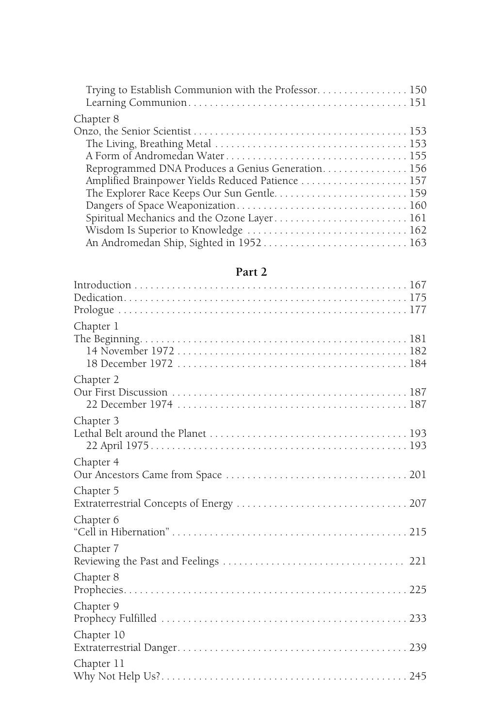Trying to Establish Communion with the Professor . . . . . . . . . . . . . . . . 150
Learning Communion . . . . . . . . . . . . . . . . . . . . . . . . . . . . . . . . . . . . . . . . . 151

Chapter 8
Onzo, the Senior Scientist . . . . . . . . . . . . . . . . . . . . . . . . . . . . . . . . . . . . . . . 153
The Living, Breathing Metal . . . . . . . . . . . . . . . . . . . . . . . . . . . . . . . . . . . 153
A Form of Andromedan Water . . . . . . . . . . . . . . . . . . . . . . . . . . . . . . . . . 155
Reprogrammed DNA Produces a Genius Generation . . . . . . . . . . . . . . . . 156
Amplified Brainpower Yields Reduced Patience . . . . . . . . . . . . . . . . . . . . 157
The Explorer Race Keeps Our Sun Gentle . . . . . . . . . . . . . . . . . . . . . . . . . 159
Dangers of Space Weaponization . . . . . . . . . . . . . . . . . . . . . . . . . . . . . . . 160
Spiritual Mechanics and the Ozone Layer . . . . . . . . . . . . . . . . . . . . . . . . . 161
Wisdom Is Superior to Knowledge . . . . . . . . . . . . . . . . . . . . . . . . . . . . . . 162
An Andromedan Ship, Sighted in 1952 . . . . . . . . . . . . . . . . . . . . . . . . . . . 163

## Part 2

Introduction . . . . . . . . . . . . . . . . . . . . . . . . . . . . . . . . . . . . . . . . . . . . . . . . . . 167
Dedication . . . . . . . . . . . . . . . . . . . . . . . . . . . . . . . . . . . . . . . . . . . . . . . . . . . 175
Prologue . . . . . . . . . . . . . . . . . . . . . . . . . . . . . . . . . . . . . . . . . . . . . . . . . . . . . 177

Chapter 1
The Beginning . . . . . . . . . . . . . . . . . . . . . . . . . . . . . . . . . . . . . . . . . . . . . . . . . 181
14 November 1972 . . . . . . . . . . . . . . . . . . . . . . . . . . . . . . . . . . . . . . . . . . 182
18 December 1972 . . . . . . . . . . . . . . . . . . . . . . . . . . . . . . . . . . . . . . . . . . 184

Chapter 2
Our First Discussion . . . . . . . . . . . . . . . . . . . . . . . . . . . . . . . . . . . . . . . . . . . 187
22 December 1974 . . . . . . . . . . . . . . . . . . . . . . . . . . . . . . . . . . . . . . . . . . 187

Chapter 3
Lethal Belt around the Planet . . . . . . . . . . . . . . . . . . . . . . . . . . . . . . . . . . . . 193
22 April 1975 . . . . . . . . . . . . . . . . . . . . . . . . . . . . . . . . . . . . . . . . . . . . . . . 193

Chapter 4
Our Ancestors Came from Space . . . . . . . . . . . . . . . . . . . . . . . . . . . . . . . . . 201

Chapter 5
Extraterrestrial Concepts of Energy . . . . . . . . . . . . . . . . . . . . . . . . . . . . . . . 207

Chapter 6
"Cell in Hibernation" . . . . . . . . . . . . . . . . . . . . . . . . . . . . . . . . . . . . . . . . . . . 215

Chapter 7
Reviewing the Past and Feelings . . . . . . . . . . . . . . . . . . . . . . . . . . . . . . . . . 221

Chapter 8
Prophecies . . . . . . . . . . . . . . . . . . . . . . . . . . . . . . . . . . . . . . . . . . . . . . . . . . . 225

Chapter 9
Prophecy Fulfilled . . . . . . . . . . . . . . . . . . . . . . . . . . . . . . . . . . . . . . . . . . . . . 233

Chapter 10
Extraterrestrial Danger . . . . . . . . . . . . . . . . . . . . . . . . . . . . . . . . . . . . . . . . . 239

Chapter 11
Why Not Help Us? . . . . . . . . . . . . . . . . . . . . . . . . . . . . . . . . . . . . . . . . . . . . 245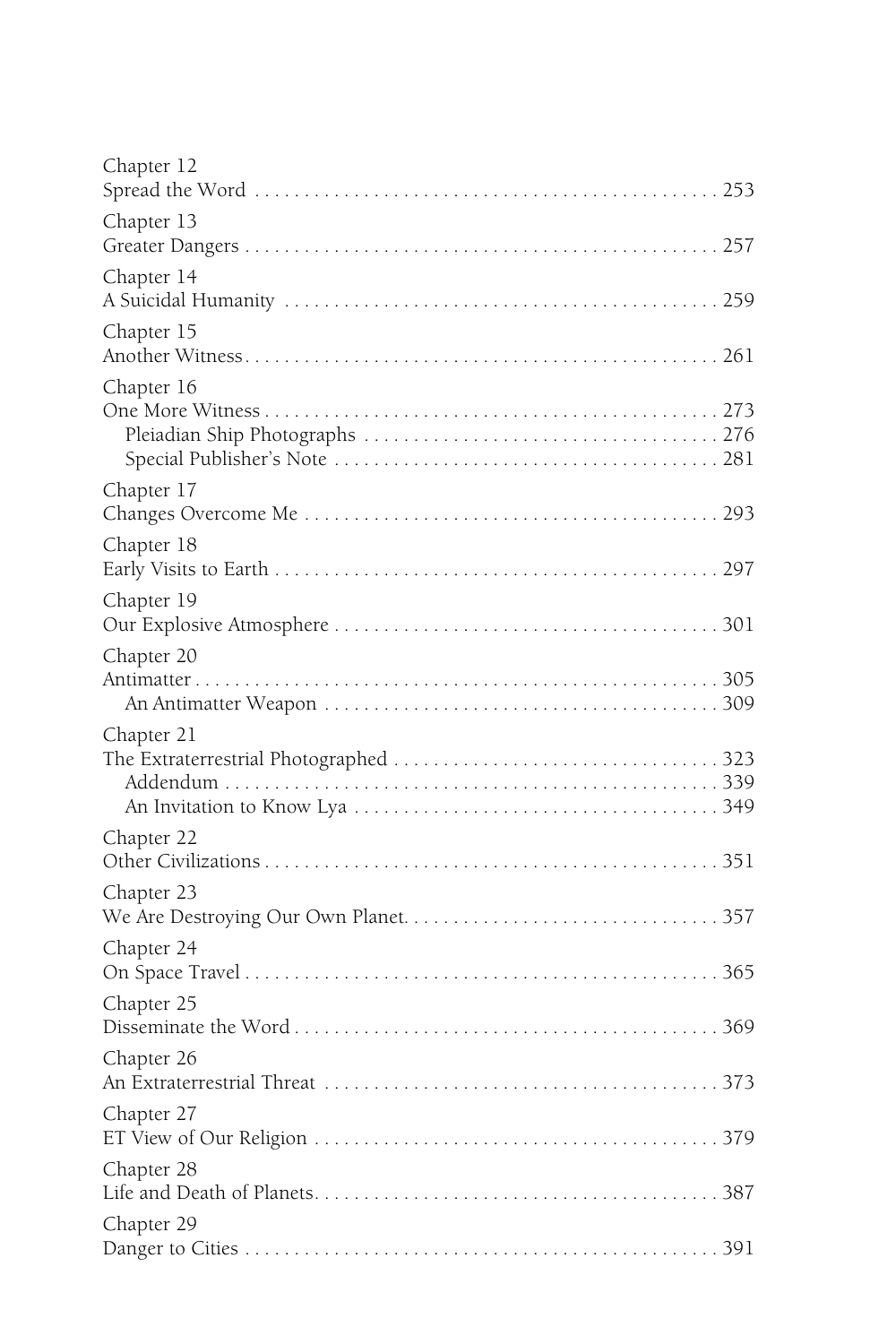Chapter 12
Spread the Word . . . . . . . . . . . . . . . . . . . . . . . . . . . . . . . . . . . . . . . . . . . . . . 253

Chapter 13
Greater Dangers . . . . . . . . . . . . . . . . . . . . . . . . . . . . . . . . . . . . . . . . . . . . . . . 257

Chapter 14
A Suicidal Humanity . . . . . . . . . . . . . . . . . . . . . . . . . . . . . . . . . . . . . . . . . . . 259

Chapter 15
Another Witness . . . . . . . . . . . . . . . . . . . . . . . . . . . . . . . . . . . . . . . . . . . . . . . 261

Chapter 16
One More Witness . . . . . . . . . . . . . . . . . . . . . . . . . . . . . . . . . . . . . . . . . . . . . 273
  Pleiadian Ship Photographs . . . . . . . . . . . . . . . . . . . . . . . . . . . . . . . . . . . 276
  Special Publisher's Note . . . . . . . . . . . . . . . . . . . . . . . . . . . . . . . . . . . . . . . 281

Chapter 17
Changes Overcome Me . . . . . . . . . . . . . . . . . . . . . . . . . . . . . . . . . . . . . . . . . 293

Chapter 18
Early Visits to Earth . . . . . . . . . . . . . . . . . . . . . . . . . . . . . . . . . . . . . . . . . . . . 297

Chapter 19
Our Explosive Atmosphere . . . . . . . . . . . . . . . . . . . . . . . . . . . . . . . . . . . . . . . 301

Chapter 20
Antimatter . . . . . . . . . . . . . . . . . . . . . . . . . . . . . . . . . . . . . . . . . . . . . . . . . . . . 305
  An Antimatter Weapon . . . . . . . . . . . . . . . . . . . . . . . . . . . . . . . . . . . . . . . 309

Chapter 21
The Extraterrestrial Photographed . . . . . . . . . . . . . . . . . . . . . . . . . . . . . . . . 323
  Addendum . . . . . . . . . . . . . . . . . . . . . . . . . . . . . . . . . . . . . . . . . . . . . . . . . 339
  An Invitation to Know Lya . . . . . . . . . . . . . . . . . . . . . . . . . . . . . . . . . . . . 349

Chapter 22
Other Civilizations . . . . . . . . . . . . . . . . . . . . . . . . . . . . . . . . . . . . . . . . . . . . . 351

Chapter 23
We Are Destroying Our Own Planet. . . . . . . . . . . . . . . . . . . . . . . . . . . . . . . . 357

Chapter 24
On Space Travel . . . . . . . . . . . . . . . . . . . . . . . . . . . . . . . . . . . . . . . . . . . . . . . 365

Chapter 25
Disseminate the Word . . . . . . . . . . . . . . . . . . . . . . . . . . . . . . . . . . . . . . . . . . . 369

Chapter 26
An Extraterrestrial Threat . . . . . . . . . . . . . . . . . . . . . . . . . . . . . . . . . . . . . . . 373

Chapter 27
ET View of Our Religion . . . . . . . . . . . . . . . . . . . . . . . . . . . . . . . . . . . . . . . . . 379

Chapter 28
Life and Death of Planets. . . . . . . . . . . . . . . . . . . . . . . . . . . . . . . . . . . . . . . . . 387

Chapter 29
Danger to Cities . . . . . . . . . . . . . . . . . . . . . . . . . . . . . . . . . . . . . . . . . . . . . . . 391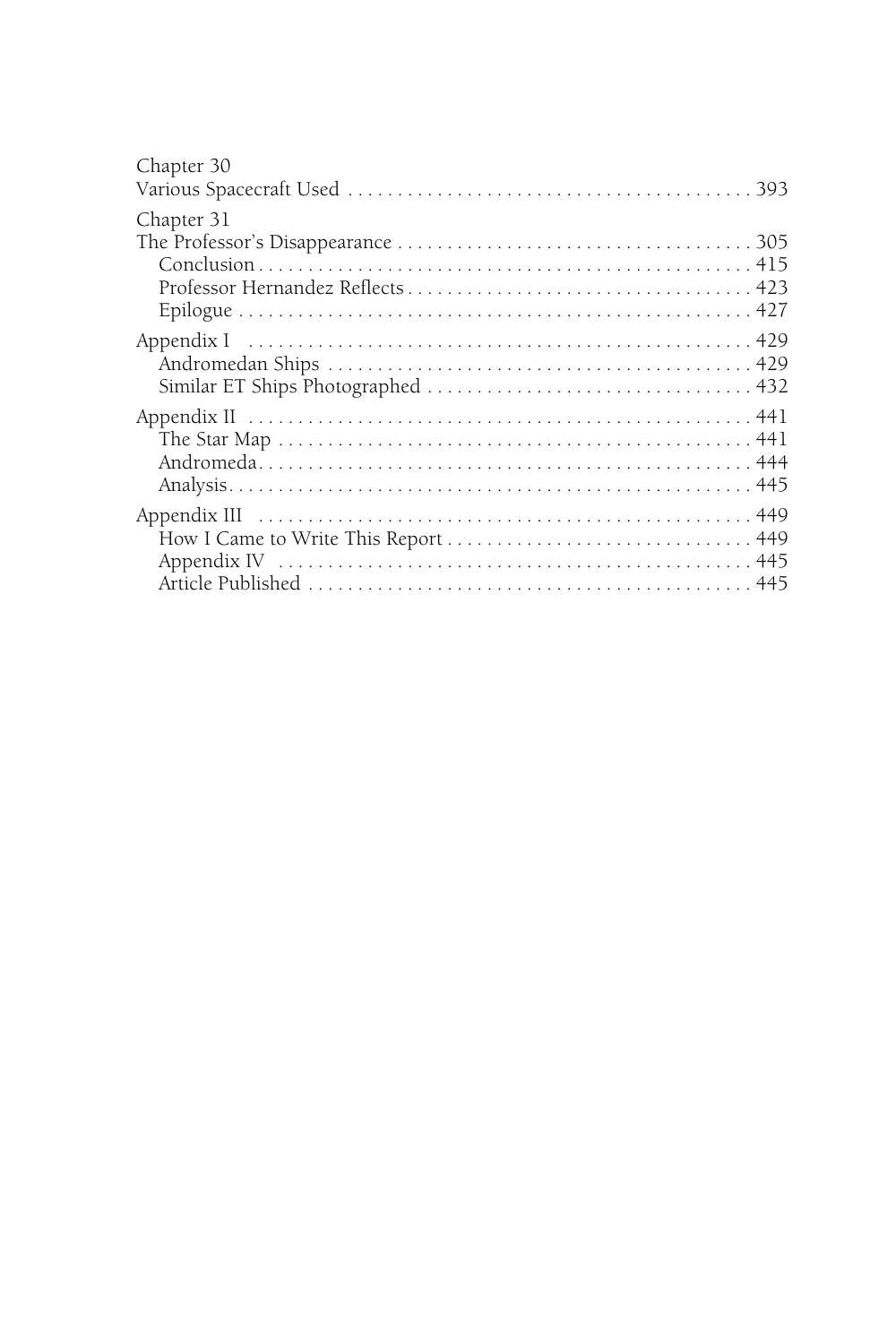Chapter 30
Various Spacecraft Used . . . . . . . . . . . . . . . . . . . . . . . . . . . . . . . . . . . . . . . . 393

Chapter 31
The Professor's Disappearance . . . . . . . . . . . . . . . . . . . . . . . . . . . . . . . . . . . 305
- Conclusion . . . . . . . . . . . . . . . . . . . . . . . . . . . . . . . . . . . . . . . . . . . . . . . . 415
- Professor Hernandez Reflects . . . . . . . . . . . . . . . . . . . . . . . . . . . . . . . . . . 423
- Epilogue . . . . . . . . . . . . . . . . . . . . . . . . . . . . . . . . . . . . . . . . . . . . . . . . . . 427

Appendix I . . . . . . . . . . . . . . . . . . . . . . . . . . . . . . . . . . . . . . . . . . . . . . . . . 429
- Andromedan Ships . . . . . . . . . . . . . . . . . . . . . . . . . . . . . . . . . . . . . . . . . . 429
- Similar ET Ships Photographed . . . . . . . . . . . . . . . . . . . . . . . . . . . . . . . . 432

Appendix II . . . . . . . . . . . . . . . . . . . . . . . . . . . . . . . . . . . . . . . . . . . . . . . . . 441
- The Star Map . . . . . . . . . . . . . . . . . . . . . . . . . . . . . . . . . . . . . . . . . . . . . . . 441
- Andromeda . . . . . . . . . . . . . . . . . . . . . . . . . . . . . . . . . . . . . . . . . . . . . . . . . 444
- Analysis . . . . . . . . . . . . . . . . . . . . . . . . . . . . . . . . . . . . . . . . . . . . . . . . . . . 445

Appendix III . . . . . . . . . . . . . . . . . . . . . . . . . . . . . . . . . . . . . . . . . . . . . . . . . 449
- How I Came to Write This Report . . . . . . . . . . . . . . . . . . . . . . . . . . . . . . . 449
- Appendix IV . . . . . . . . . . . . . . . . . . . . . . . . . . . . . . . . . . . . . . . . . . . . . . . 445
- Article Published . . . . . . . . . . . . . . . . . . . . . . . . . . . . . . . . . . . . . . . . . . . . 445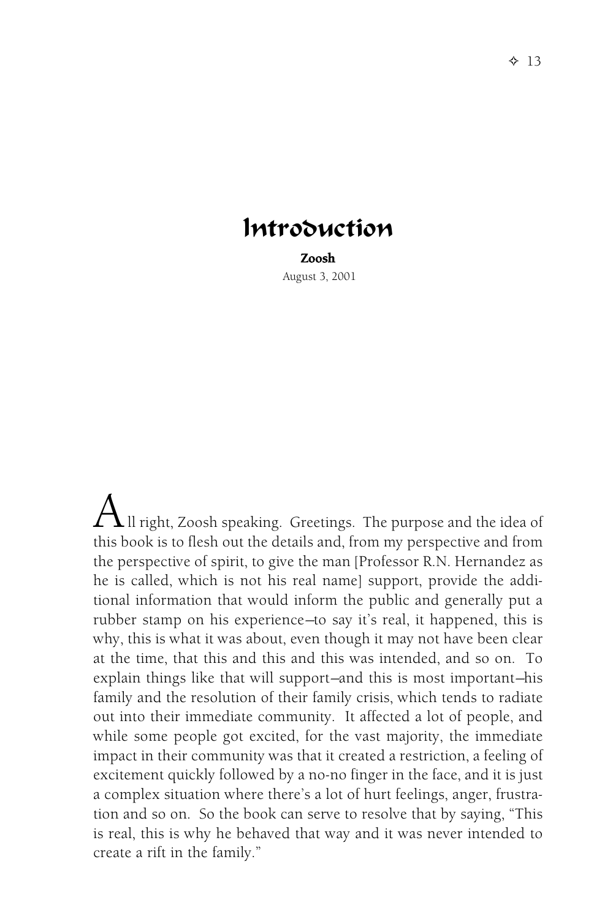# Introduction

**Zoosh**

August 3, 2001

All right, Zoosh speaking. Greetings. The purpose and the idea of this book is to flesh out the details and, from my perspective and from the perspective of spirit, to give the man [Professor R.N. Hernandez as he is called, which is not his real name] support, provide the additional information that would inform the public and generally put a rubber stamp on his experience—to say it's real, it happened, this is why, this is what it was about, even though it may not have been clear at the time, that this and this and this was intended, and so on. To explain things like that will support—and this is most important—his family and the resolution of their family crisis, which tends to radiate out into their immediate community. It affected a lot of people, and while some people got excited, for the vast majority, the immediate impact in their community was that it created a restriction, a feeling of excitement quickly followed by a no-no finger in the face, and it is just a complex situation where there's a lot of hurt feelings, anger, frustration and so on. So the book can serve to resolve that by saying, "This is real, this is why he behaved that way and it was never intended to create a rift in the family."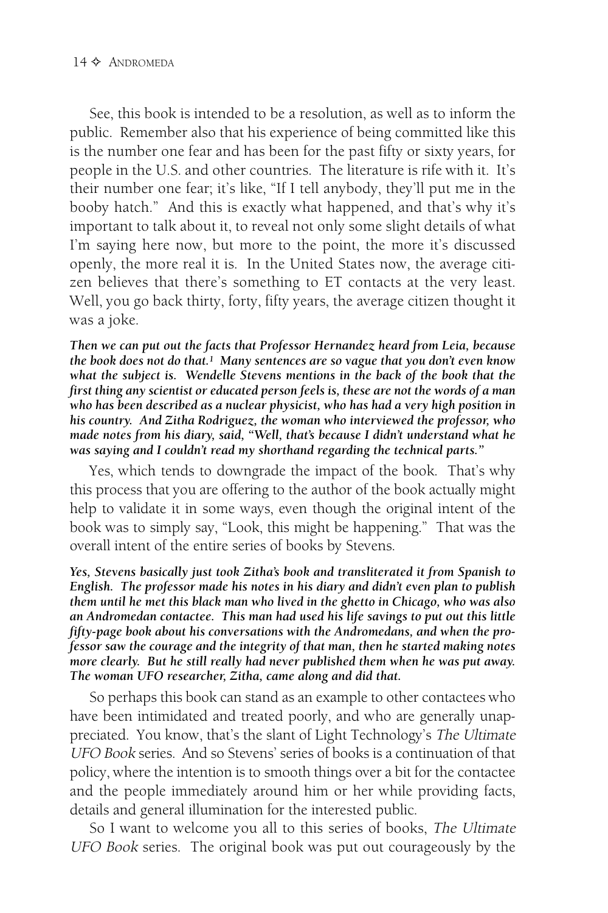See, this book is intended to be a resolution, as well as to inform the public. Remember also that his experience of being committed like this is the number one fear and has been for the past fifty or sixty years, for people in the U.S. and other countries. The literature is rife with it. It's their number one fear; it's like, "If I tell anybody, they'll put me in the booby hatch." And this is exactly what happened, and that's why it's important to talk about it, to reveal not only some slight details of what I'm saying here now, but more to the point, the more it's discussed openly, the more real it is. In the United States now, the average citizen believes that there's something to ET contacts at the very least. Well, you go back thirty, forty, fifty years, the average citizen thought it was a joke.

***Then we can put out the facts that Professor Hernandez heard from Leia, because the book does not do that.[1] Many sentences are so vague that you don't even know what the subject is. Wendelle Stevens mentions in the back of the book that the first thing any scientist or educated person feels is, these are not the words of a man who has been described as a nuclear physicist, who has had a very high position in his country. And Zitha Rodriguez, the woman who interviewed the professor, who made notes from his diary, said, "Well, that's because I didn't understand what he was saying and I couldn't read my shorthand regarding the technical parts."***

Yes, which tends to downgrade the impact of the book. That's why this process that you are offering to the author of the book actually might help to validate it in some ways, even though the original intent of the book was to simply say, "Look, this might be happening." That was the overall intent of the entire series of books by Stevens.

***Yes, Stevens basically just took Zitha's book and transliterated it from Spanish to English. The professor made his notes in his diary and didn't even plan to publish them until he met this black man who lived in the ghetto in Chicago, who was also an Andromedan contactee. This man had used his life savings to put out this little fifty-page book about his conversations with the Andromedans, and when the professor saw the courage and the integrity of that man, then he started making notes more clearly. But he still really had never published them when he was put away. The woman UFO researcher, Zitha, came along and did that.***

So perhaps this book can stand as an example to other contactees who have been intimidated and treated poorly, and who are generally unappreciated. You know, that's the slant of Light Technology's *The Ultimate UFO Book* series. And so Stevens' series of books is a continuation of that policy, where the intention is to smooth things over a bit for the contactee and the people immediately around him or her while providing facts, details and general illumination for the interested public.

So I want to welcome you all to this series of books, *The Ultimate UFO Book* series. The original book was put out courageously by the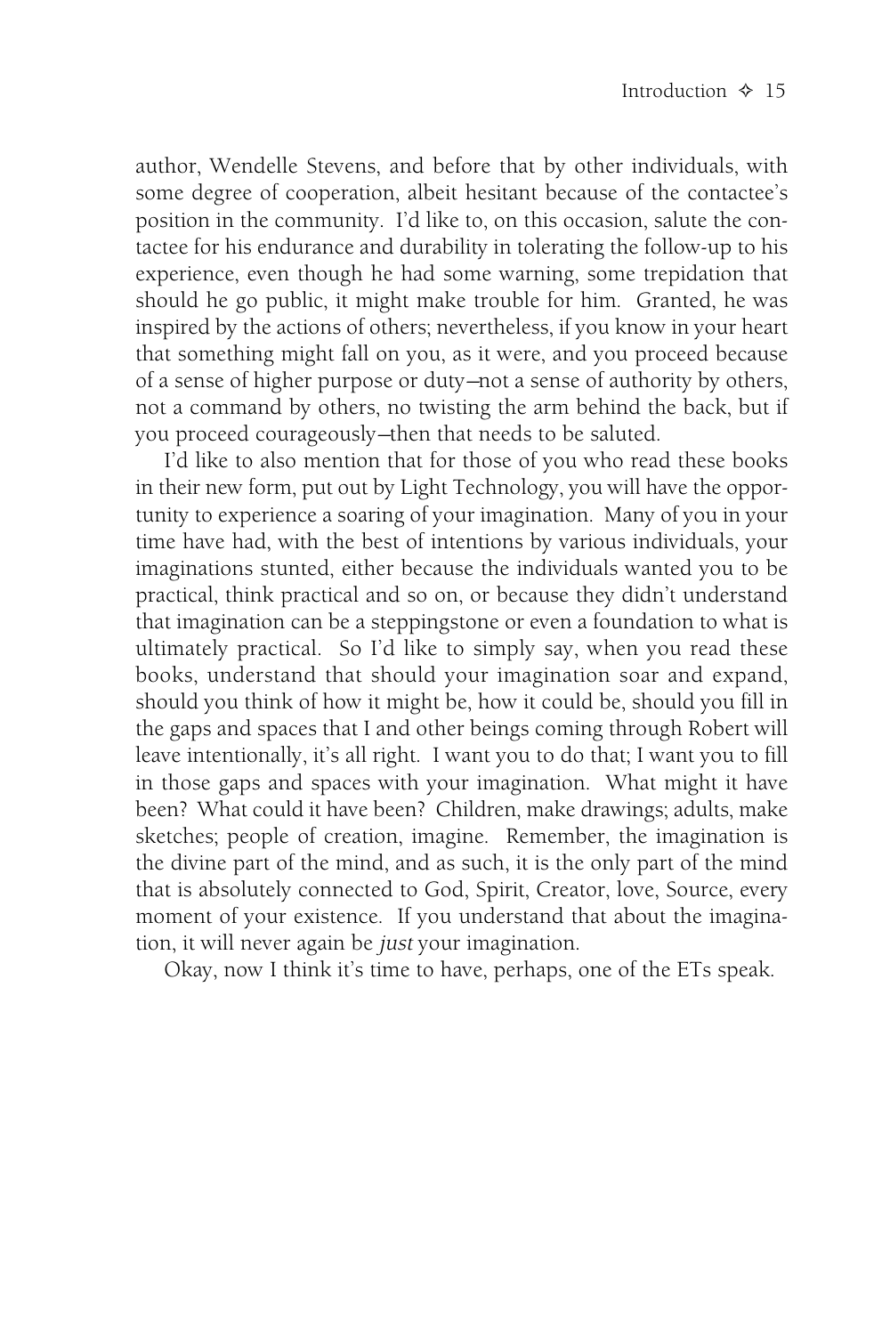author, Wendelle Stevens, and before that by other individuals, with some degree of cooperation, albeit hesitant because of the contactee's position in the community. I'd like to, on this occasion, salute the contactee for his endurance and durability in tolerating the follow-up to his experience, even though he had some warning, some trepidation that should he go public, it might make trouble for him. Granted, he was inspired by the actions of others; nevertheless, if you know in your heart that something might fall on you, as it were, and you proceed because of a sense of higher purpose or duty—not a sense of authority by others, not a command by others, no twisting the arm behind the back, but if you proceed courageously—then that needs to be saluted.

I'd like to also mention that for those of you who read these books in their new form, put out by Light Technology, you will have the opportunity to experience a soaring of your imagination. Many of you in your time have had, with the best of intentions by various individuals, your imaginations stunted, either because the individuals wanted you to be practical, think practical and so on, or because they didn't understand that imagination can be a steppingstone or even a foundation to what is ultimately practical. So I'd like to simply say, when you read these books, understand that should your imagination soar and expand, should you think of how it might be, how it could be, should you fill in the gaps and spaces that I and other beings coming through Robert will leave intentionally, it's all right. I want you to do that; I want you to fill in those gaps and spaces with your imagination. What might it have been? What could it have been? Children, make drawings; adults, make sketches; people of creation, imagine. Remember, the imagination is the divine part of the mind, and as such, it is the only part of the mind that is absolutely connected to God, Spirit, Creator, love, Source, every moment of your existence. If you understand that about the imagination, it will never again be *just* your imagination.

Okay, now I think it's time to have, perhaps, one of the ETs speak.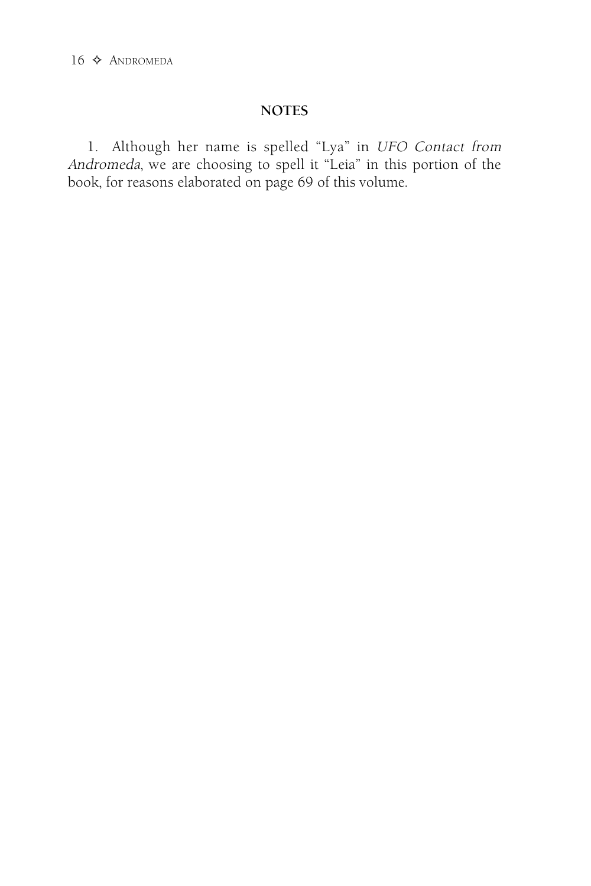## NOTES

1. Although her name is spelled "Lya" in *UFO Contact from Andromeda*, we are choosing to spell it "Leia" in this portion of the book, for reasons elaborated on page 69 of this volume.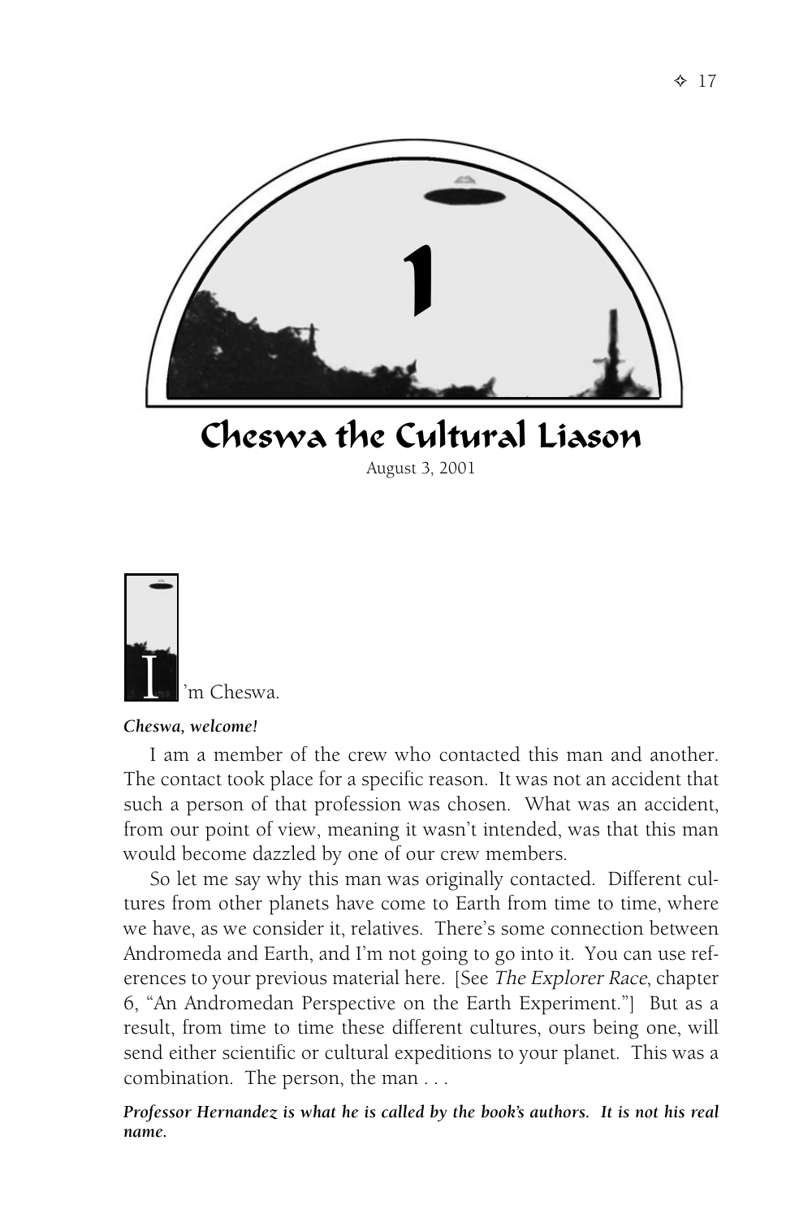# 1

# Cheswa the Cultural Liason

August 3, 2001

I'm Cheswa.

***Cheswa, welcome!***

I am a member of the crew who contacted this man and another. The contact took place for a specific reason. It was not an accident that such a person of that profession was chosen. What was an accident, from our point of view, meaning it wasn't intended, was that this man would become dazzled by one of our crew members.

So let me say why this man was originally contacted. Different cultures from other planets have come to Earth from time to time, where we have, as we consider it, relatives. There's some connection between Andromeda and Earth, and I'm not going to go into it. You can use references to your previous material here. [See *The Explorer Race*, chapter 6, "An Andromedan Perspective on the Earth Experiment."] But as a result, from time to time these different cultures, ours being one, will send either scientific or cultural expeditions to your planet. This was a combination. The person, the man . . .

***Professor Hernandez is what he is called by the book's authors. It is not his real name.***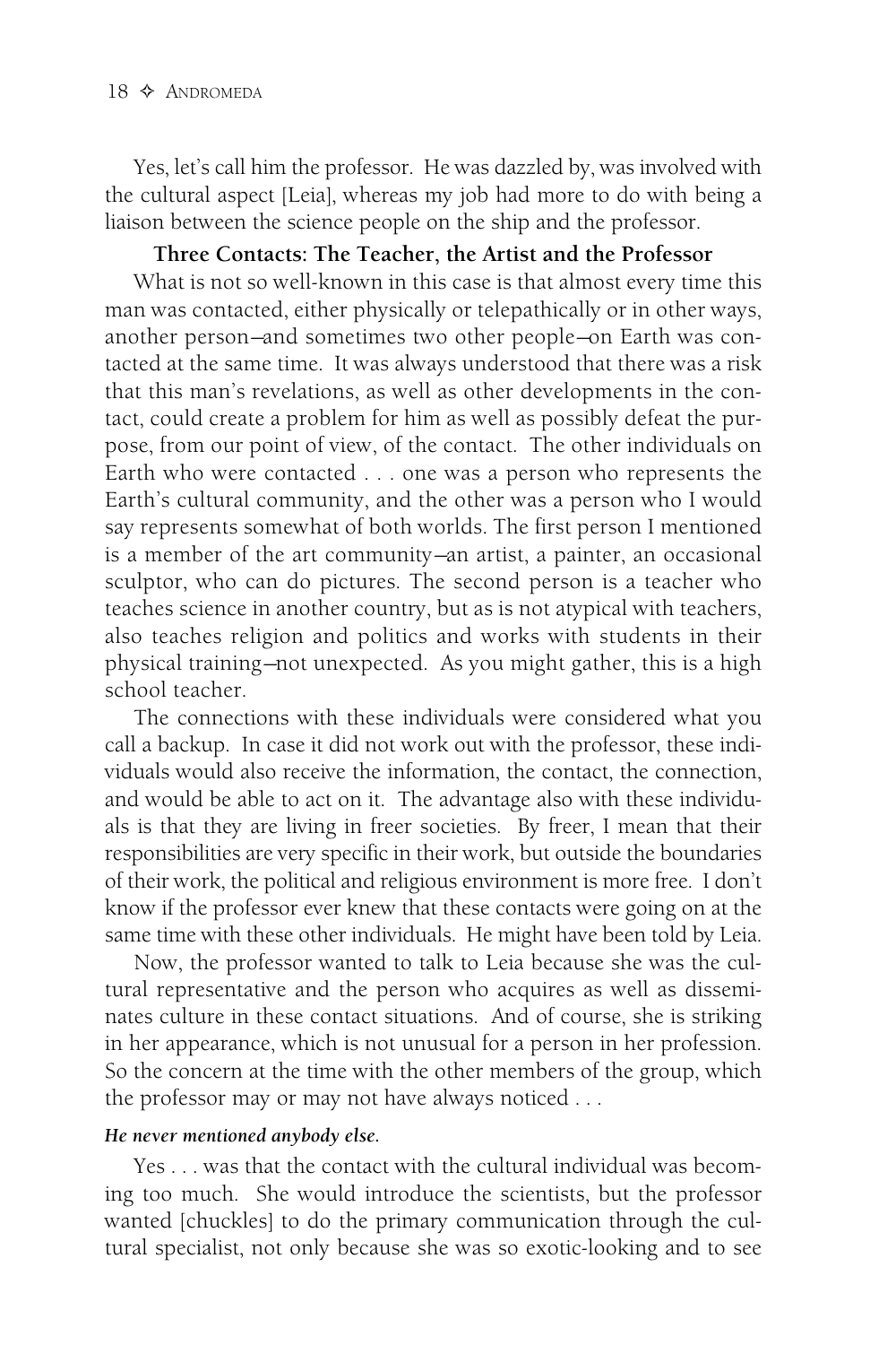Yes, let's call him the professor. He was dazzled by, was involved with the cultural aspect [Leia], whereas my job had more to do with being a liaison between the science people on the ship and the professor.

### Three Contacts: The Teacher, the Artist and the Professor

What is not so well-known in this case is that almost every time this man was contacted, either physically or telepathically or in other ways, another person—and sometimes two other people—on Earth was contacted at the same time. It was always understood that there was a risk that this man's revelations, as well as other developments in the contact, could create a problem for him as well as possibly defeat the purpose, from our point of view, of the contact. The other individuals on Earth who were contacted . . . one was a person who represents the Earth's cultural community, and the other was a person who I would say represents somewhat of both worlds. The first person I mentioned is a member of the art community—an artist, a painter, an occasional sculptor, who can do pictures. The second person is a teacher who teaches science in another country, but as is not atypical with teachers, also teaches religion and politics and works with students in their physical training—not unexpected. As you might gather, this is a high school teacher.

The connections with these individuals were considered what you call a backup. In case it did not work out with the professor, these individuals would also receive the information, the contact, the connection, and would be able to act on it. The advantage also with these individuals is that they are living in freer societies. By freer, I mean that their responsibilities are very specific in their work, but outside the boundaries of their work, the political and religious environment is more free. I don't know if the professor ever knew that these contacts were going on at the same time with these other individuals. He might have been told by Leia.

Now, the professor wanted to talk to Leia because she was the cultural representative and the person who acquires as well as disseminates culture in these contact situations. And of course, she is striking in her appearance, which is not unusual for a person in her profession. So the concern at the time with the other members of the group, which the professor may or may not have always noticed . . .

***He never mentioned anybody else.***

Yes . . . was that the contact with the cultural individual was becoming too much. She would introduce the scientists, but the professor wanted [chuckles] to do the primary communication through the cultural specialist, not only because she was so exotic-looking and to see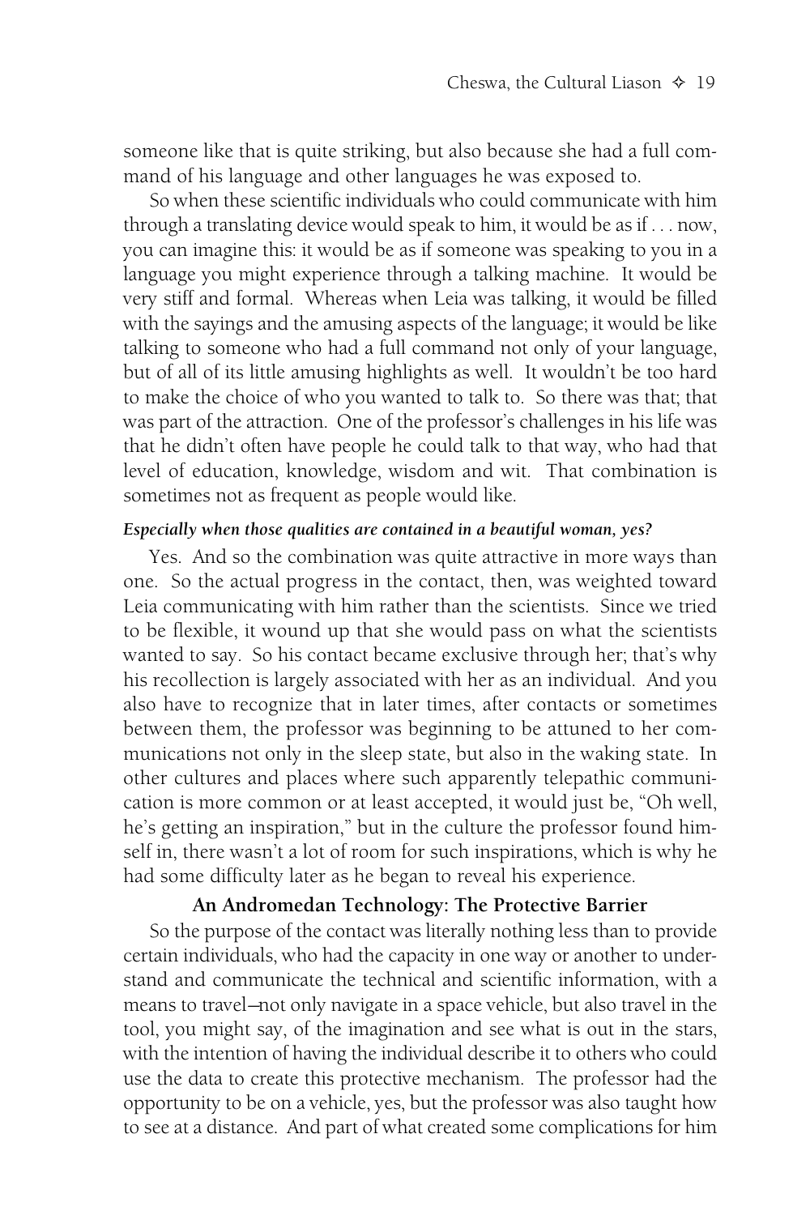someone like that is quite striking, but also because she had a full command of his language and other languages he was exposed to.

So when these scientific individuals who could communicate with him through a translating device would speak to him, it would be as if . . . now, you can imagine this: it would be as if someone was speaking to you in a language you might experience through a talking machine. It would be very stiff and formal. Whereas when Leia was talking, it would be filled with the sayings and the amusing aspects of the language; it would be like talking to someone who had a full command not only of your language, but of all of its little amusing highlights as well. It wouldn't be too hard to make the choice of who you wanted to talk to. So there was that; that was part of the attraction. One of the professor's challenges in his life was that he didn't often have people he could talk to that way, who had that level of education, knowledge, wisdom and wit. That combination is sometimes not as frequent as people would like.

***Especially when those qualities are contained in a beautiful woman, yes?***

Yes. And so the combination was quite attractive in more ways than one. So the actual progress in the contact, then, was weighted toward Leia communicating with him rather than the scientists. Since we tried to be flexible, it wound up that she would pass on what the scientists wanted to say. So his contact became exclusive through her; that's why his recollection is largely associated with her as an individual. And you also have to recognize that in later times, after contacts or sometimes between them, the professor was beginning to be attuned to her communications not only in the sleep state, but also in the waking state. In other cultures and places where such apparently telepathic communication is more common or at least accepted, it would just be, "Oh well, he's getting an inspiration," but in the culture the professor found himself in, there wasn't a lot of room for such inspirations, which is why he had some difficulty later as he began to reveal his experience.

## An Andromedan Technology: The Protective Barrier

So the purpose of the contact was literally nothing less than to provide certain individuals, who had the capacity in one way or another to understand and communicate the technical and scientific information, with a means to travel—not only navigate in a space vehicle, but also travel in the tool, you might say, of the imagination and see what is out in the stars, with the intention of having the individual describe it to others who could use the data to create this protective mechanism. The professor had the opportunity to be on a vehicle, yes, but the professor was also taught how to see at a distance. And part of what created some complications for him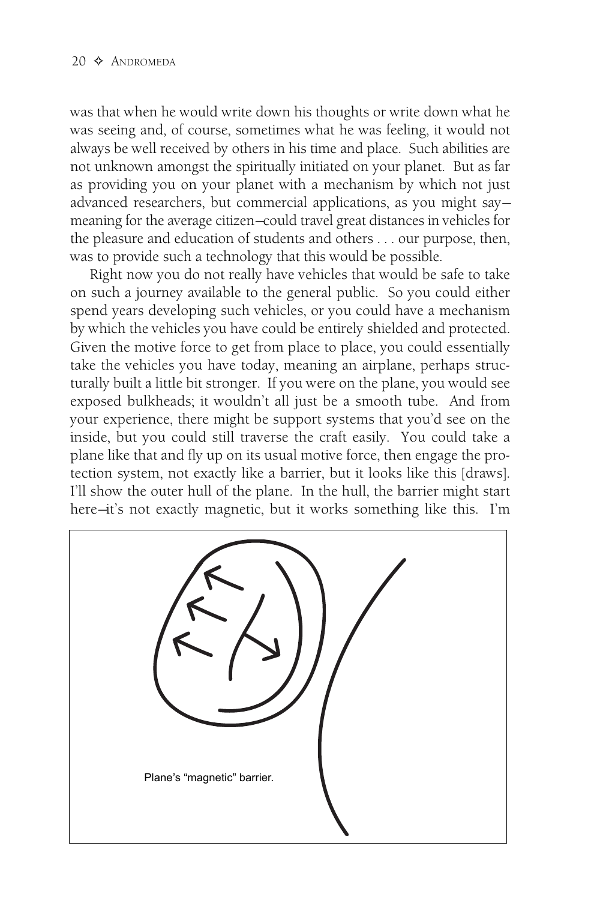was that when he would write down his thoughts or write down what he was seeing and, of course, sometimes what he was feeling, it would not always be well received by others in his time and place. Such abilities are not unknown amongst the spiritually initiated on your planet. But as far as providing you on your planet with a mechanism by which not just advanced researchers, but commercial applications, as you might say—meaning for the average citizen—could travel great distances in vehicles for the pleasure and education of students and others . . . our purpose, then, was to provide such a technology that this would be possible.

Right now you do not really have vehicles that would be safe to take on such a journey available to the general public. So you could either spend years developing such vehicles, or you could have a mechanism by which the vehicles you have could be entirely shielded and protected. Given the motive force to get from place to place, you could essentially take the vehicles you have today, meaning an airplane, perhaps structurally built a little bit stronger. If you were on the plane, you would see exposed bulkheads; it wouldn't all just be a smooth tube. And from your experience, there might be support systems that you'd see on the inside, but you could still traverse the craft easily. You could take a plane like that and fly up on its usual motive force, then engage the protection system, not exactly like a barrier, but it looks like this [draws]. I'll show the outer hull of the plane. In the hull, the barrier might start here—it's not exactly magnetic, but it works something like this. I'm

Plane's "magnetic" barrier.